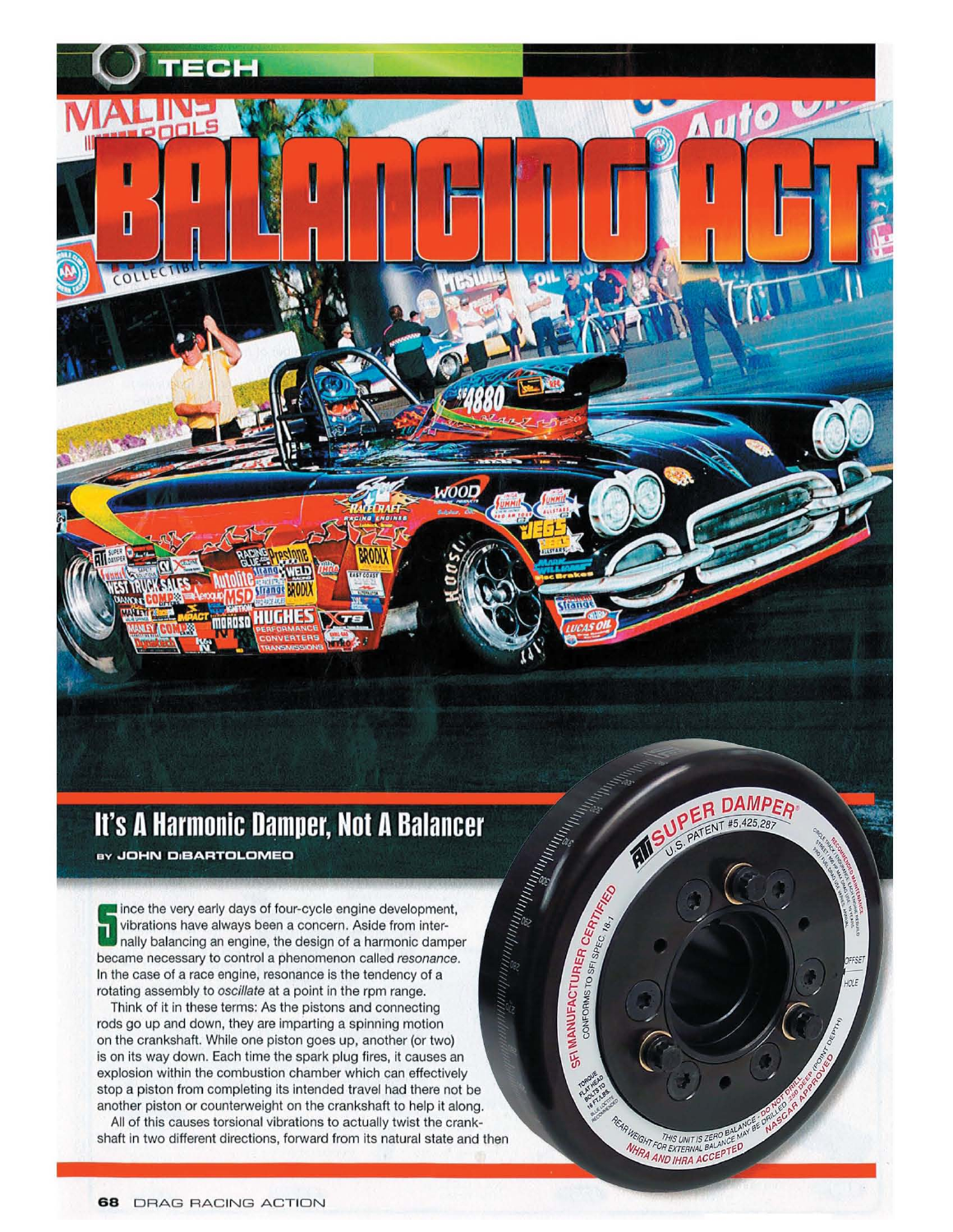# BALANCING ACT

## It's A Harmonic Damper, Not A Balancer

BY JOHN DiBARTOLOMEO

Since the very early days of four-cycle engine development, vibrations have always been a concern. Aside from internally balancing an engine, the design of a harmonic damper became necessary to control a phenomenon called *resonance*. In the case of a race engine, resonance is the tendency of a rotating assembly to *oscillate* at a point in the rpm range.

Think of it in these terms: As the pistons and connecting rods go up and down, they are imparting a spinning motion on the crankshaft. While one piston goes up, another (or two) is on its way down. Each time the spark plug fires, it causes an explosion within the combustion chamber which can effectively stop a piston from completing its intended travel had there not be another piston or counterweight on the crankshaft to help it along.

All of this causes torsional vibrations to actually twist the crankshaft in two different directions, forward from its natural state and then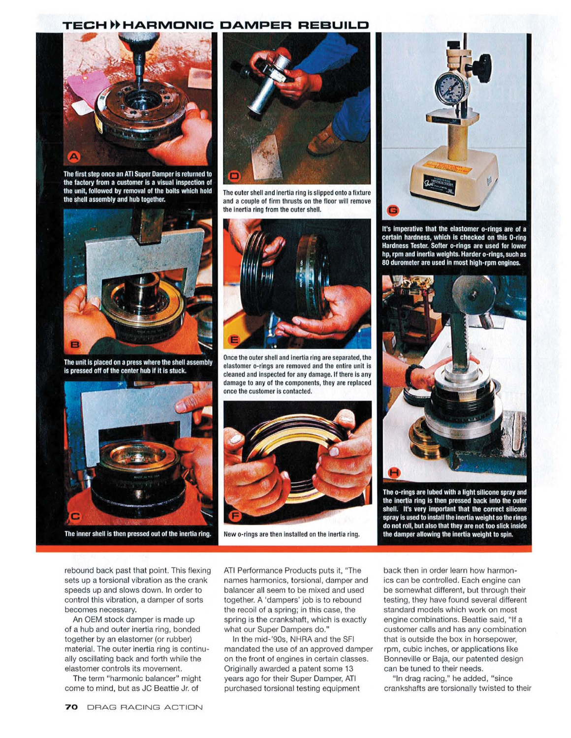# TECH ▸▸ HARMONIC DAMPER REBUILD

**A** The first step once an ATI Super Damper is returned to the factory from a customer is a visual inspection of the unit, followed by removal of the bolts which hold the shell assembly and hub together.

**B** The unit is placed on a press where the shell assembly is pressed off of the center hub if it is stuck.

**C** The inner shell is then pressed out of the inertia ring.

**D** The outer shell and inertia ring is slipped onto a fixture and a couple of firm thrusts on the floor will remove the inertia ring from the outer shell.

**E** Once the outer shell and inertia ring are separated, the elastomer o-rings are removed and the entire unit is cleaned and inspected for any damage. If there is any damage to any of the components, they are replaced once the customer is contacted.

**F** New o-rings are then installed on the inertia ring.

**G** It's imperative that the elastomer o-rings are of a certain hardness, which is checked on this O-ring Hardness Tester. Softer o-rings are used for lower hp, rpm and inertia weights. Harder o-rings, such as 80 durometer are used in most high-rpm engines.

**H** The o-rings are lubed with a light silicone spray and the inertia ring is then pressed back into the outer shell. It's very important that the correct silicone spray is used to install the inertia weight so the rings do not roll, but also that they are not too slick inside the damper allowing the inertia weight to spin.

rebound back past that point. This flexing sets up a torsional vibration as the crank speeds up and slows down. In order to control this vibration, a damper of sorts becomes necessary.

An OEM stock damper is made up of a hub and outer inertia ring, bonded together by an elastomer (or rubber) material. The outer inertia ring is continually oscillating back and forth while the elastomer controls its movement.

The term "harmonic balancer" might come to mind, but as JC Beattie Jr. of ATI Performance Products puts it, "The names harmonics, torsional, damper and balancer all seem to be mixed and used together. A 'dampers' job is to rebound the recoil of a spring; in this case, the spring is the crankshaft, which is exactly what our Super Dampers do."

In the mid-'90s, NHRA and the SFI mandated the use of an approved damper on the front of engines in certain classes. Originally awarded a patent some 13 years ago for their Super Damper, ATI purchased torsional testing equipment back then in order learn how harmonics can be controlled. Each engine can be somewhat different, but through their testing, they have found several different standard models which work on most engine combinations. Beattie said, "If a customer calls and has any combination that is outside the box in horsepower, rpm, cubic inches, or applications like Bonneville or Baja, our patented design can be tuned to their needs.

"In drag racing," he added, "since crankshafts are torsionally twisted to their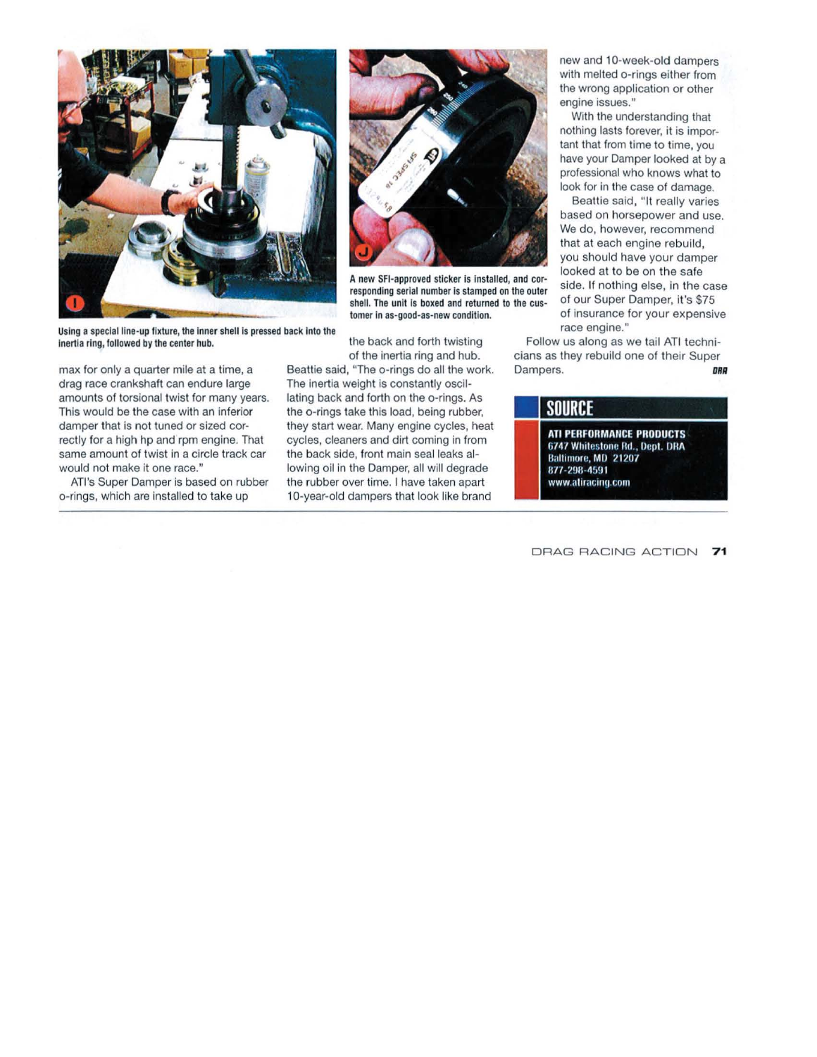Using a special line-up fixture, the inner shell is pressed back into the inertia ring, followed by the center hub.

A new SFI-approved sticker is installed, and corresponding serial number is stamped on the outer shell. The unit is boxed and returned to the customer in as-good-as-new condition.

max for only a quarter mile at a time, a drag race crankshaft can endure large amounts of torsional twist for many years. This would be the case with an inferior damper that is not tuned or sized correctly for a high hp and rpm engine. That same amount of twist in a circle track car would not make it one race."

ATI's Super Damper is based on rubber o-rings, which are installed to take up the back and forth twisting of the inertia ring and hub.

Beattie said, "The o-rings do all the work. The inertia weight is constantly oscillating back and forth on the o-rings. As the o-rings take this load, being rubber, they start wear. Many engine cycles, heat cycles, cleaners and dirt coming in from the back side, front main seal leaks allowing oil in the Damper, all will degrade the rubber over time. I have taken apart 10-year-old dampers that look like brand new and 10-week-old dampers with melted o-rings either from the wrong application or other engine issues."

With the understanding that nothing lasts forever, it is important that from time to time, you have your Damper looked at by a professional who knows what to look for in the case of damage.

Beattie said, "It really varies based on horsepower and use. We do, however, recommend that at each engine rebuild, you should have your damper looked at to be on the safe side. If nothing else, in the case of our Super Damper, it's $75 of insurance for your expensive race engine."

Follow us along as we tail ATI technicians as they rebuild one of their Super Dampers. DRA

## SOURCE

**ATI PERFORMANCE PRODUCTS**
6747 Whitestone Rd., Dept. DRA
Baltimore, MD 21207
877-298-4591
www.atiracing.com